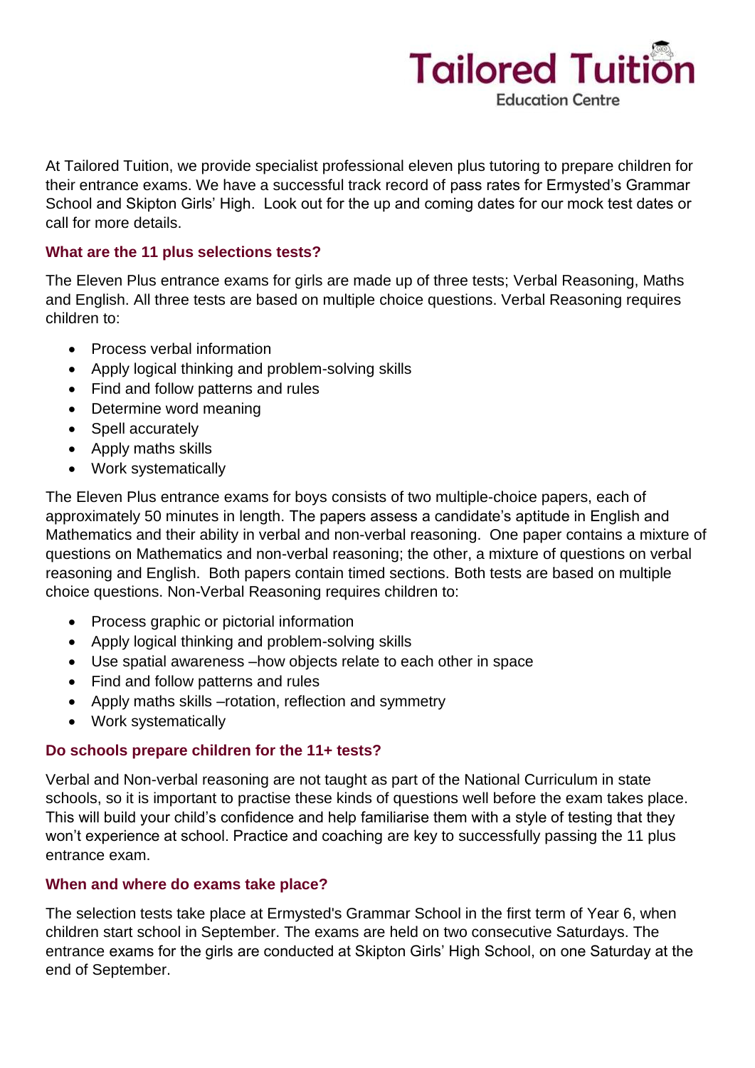Tailored Tuition
Education Centre

At Tailored Tuition, we provide specialist professional eleven plus tutoring to prepare children for their entrance exams. We have a successful track record of pass rates for Ermysted's Grammar School and Skipton Girls' High. Look out for the up and coming dates for our mock test dates or call for more details.

### What are the 11 plus selections tests?

The Eleven Plus entrance exams for girls are made up of three tests; Verbal Reasoning, Maths and English. All three tests are based on multiple choice questions. Verbal Reasoning requires children to:

- Process verbal information
- Apply logical thinking and problem-solving skills
- Find and follow patterns and rules
- Determine word meaning
- Spell accurately
- Apply maths skills
- Work systematically

The Eleven Plus entrance exams for boys consists of two multiple-choice papers, each of approximately 50 minutes in length. The papers assess a candidate's aptitude in English and Mathematics and their ability in verbal and non-verbal reasoning. One paper contains a mixture of questions on Mathematics and non-verbal reasoning; the other, a mixture of questions on verbal reasoning and English. Both papers contain timed sections. Both tests are based on multiple choice questions. Non-Verbal Reasoning requires children to:

- Process graphic or pictorial information
- Apply logical thinking and problem-solving skills
- Use spatial awareness –how objects relate to each other in space
- Find and follow patterns and rules
- Apply maths skills –rotation, reflection and symmetry
- Work systematically

### Do schools prepare children for the 11+ tests?

Verbal and Non-verbal reasoning are not taught as part of the National Curriculum in state schools, so it is important to practise these kinds of questions well before the exam takes place. This will build your child's confidence and help familiarise them with a style of testing that they won't experience at school. Practice and coaching are key to successfully passing the 11 plus entrance exam.

### When and where do exams take place?

The selection tests take place at Ermysted's Grammar School in the first term of Year 6, when children start school in September. The exams are held on two consecutive Saturdays. The entrance exams for the girls are conducted at Skipton Girls' High School, on one Saturday at the end of September.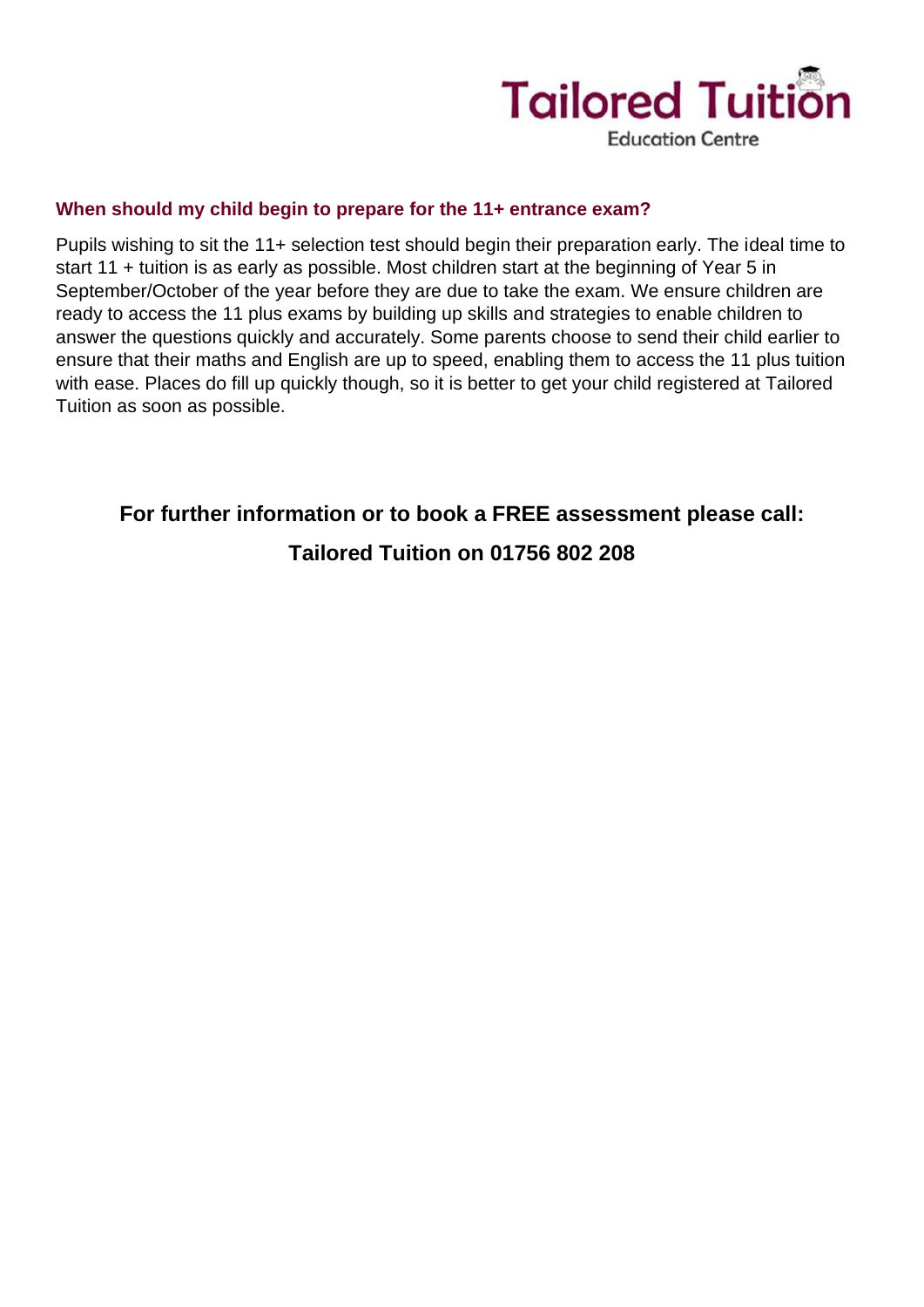### When should my child begin to prepare for the 11+ entrance exam?

Pupils wishing to sit the 11+ selection test should begin their preparation early. The ideal time to start 11 + tuition is as early as possible. Most children start at the beginning of Year 5 in September/October of the year before they are due to take the exam. We ensure children are ready to access the 11 plus exams by building up skills and strategies to enable children to answer the questions quickly and accurately. Some parents choose to send their child earlier to ensure that their maths and English are up to speed, enabling them to access the 11 plus tuition with ease. Places do fill up quickly though, so it is better to get your child registered at Tailored Tuition as soon as possible.

**For further information or to book a FREE assessment please call:**

**Tailored Tuition on 01756 802 208**